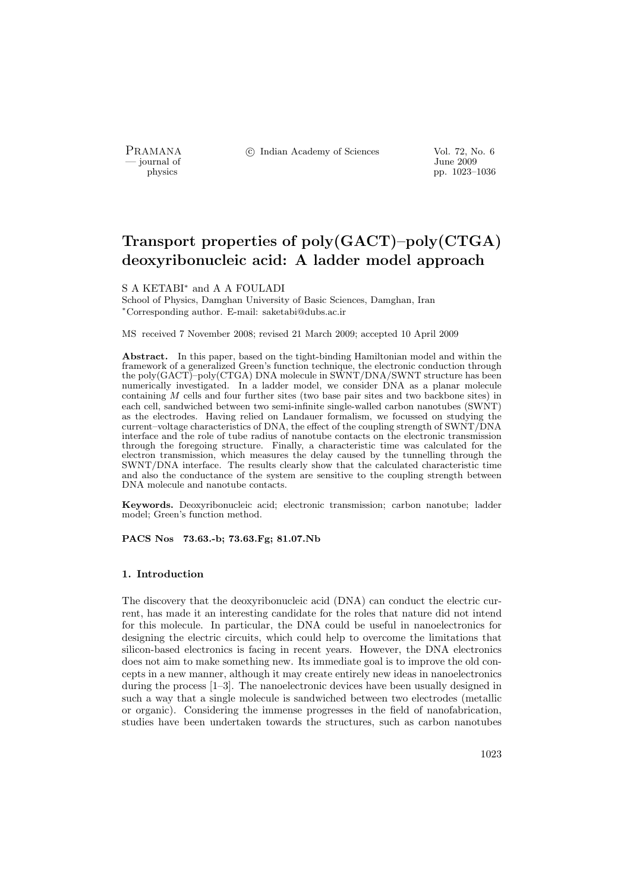# Transport properties of poly(GACT)–poly(CTGA) deoxyribonucleic acid: A ladder model approach

S A KETABI* and A A FOULADI

School of Physics, Damghan University of Basic Sciences, Damghan, Iran

*Corresponding author. E-mail: saketabi@dubs.ac.ir

MS received 7 November 2008; revised 21 March 2009; accepted 10 April 2009

**Abstract.** In this paper, based on the tight-binding Hamiltonian model and within the framework of a generalized Green's function technique, the electronic conduction through the poly(GACT)–poly(CTGA) DNA molecule in SWNT/DNA/SWNT structure has been numerically investigated. In a ladder model, we consider DNA as a planar molecule containing $M$ cells and four further sites (two base pair sites and two backbone sites) in each cell, sandwiched between two semi-infinite single-walled carbon nanotubes (SWNT) as the electrodes. Having relied on Landauer formalism, we focussed on studying the current–voltage characteristics of DNA, the effect of the coupling strength of SWNT/DNA interface and the role of tube radius of nanotube contacts on the electronic transmission through the foregoing structure. Finally, a characteristic time was calculated for the electron transmission, which measures the delay caused by the tunnelling through the SWNT/DNA interface. The results clearly show that the calculated characteristic time and also the conductance of the system are sensitive to the coupling strength between DNA molecule and nanotube contacts.

**Keywords.** Deoxyribonucleic acid; electronic transmission; carbon nanotube; ladder model; Green's function method.

**PACS Nos** 73.63.-b; 73.63.Fg; 81.07.Nb

## 1. Introduction

The discovery that the deoxyribonucleic acid (DNA) can conduct the electric current, has made it an interesting candidate for the roles that nature did not intend for this molecule. In particular, the DNA could be useful in nanoelectronics for designing the electric circuits, which could help to overcome the limitations that silicon-based electronics is facing in recent years. However, the DNA electronics does not aim to make something new. Its immediate goal is to improve the old concepts in a new manner, although it may create entirely new ideas in nanoelectronics during the process [1–3]. The nanoelectronic devices have been usually designed in such a way that a single molecule is sandwiched between two electrodes (metallic or organic). Considering the immense progresses in the field of nanofabrication, studies have been undertaken towards the structures, such as carbon nanotubes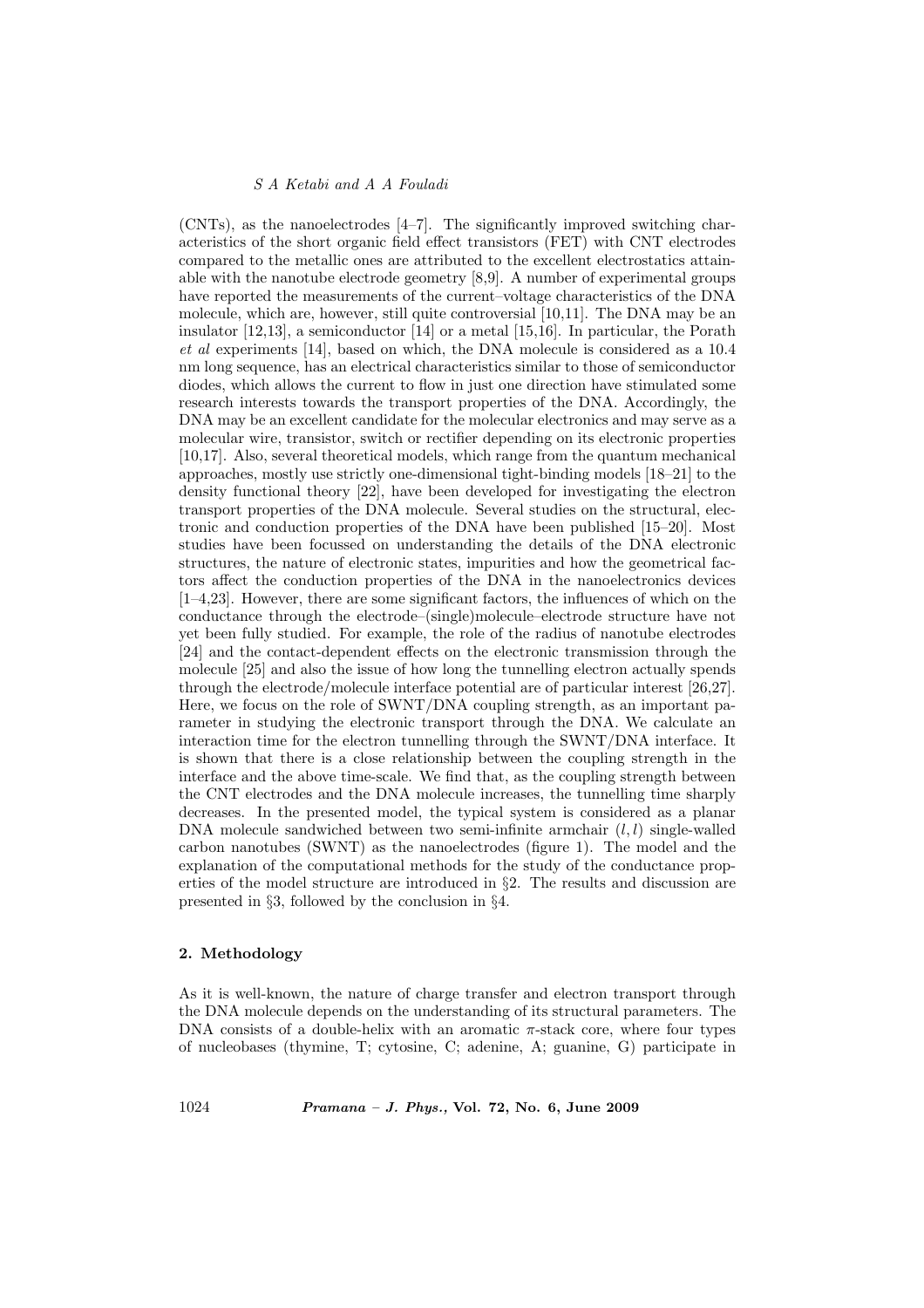(CNTs), as the nanoelectrodes [4–7]. The significantly improved switching characteristics of the short organic field effect transistors (FET) with CNT electrodes compared to the metallic ones are attributed to the excellent electrostatics attainable with the nanotube electrode geometry [8,9]. A number of experimental groups have reported the measurements of the current–voltage characteristics of the DNA molecule, which are, however, still quite controversial [10,11]. The DNA may be an insulator [12,13], a semiconductor [14] or a metal [15,16]. In particular, the Porath *et al* experiments [14], based on which, the DNA molecule is considered as a 10.4 nm long sequence, has an electrical characteristics similar to those of semiconductor diodes, which allows the current to flow in just one direction have stimulated some research interests towards the transport properties of the DNA. Accordingly, the DNA may be an excellent candidate for the molecular electronics and may serve as a molecular wire, transistor, switch or rectifier depending on its electronic properties [10,17]. Also, several theoretical models, which range from the quantum mechanical approaches, mostly use strictly one-dimensional tight-binding models [18–21] to the density functional theory [22], have been developed for investigating the electron transport properties of the DNA molecule. Several studies on the structural, electronic and conduction properties of the DNA have been published [15–20]. Most studies have been focussed on understanding the details of the DNA electronic structures, the nature of electronic states, impurities and how the geometrical factors affect the conduction properties of the DNA in the nanoelectronics devices [1–4,23]. However, there are some significant factors, the influences of which on the conductance through the electrode–(single)molecule–electrode structure have not yet been fully studied. For example, the role of the radius of nanotube electrodes [24] and the contact-dependent effects on the electronic transmission through the molecule [25] and also the issue of how long the tunnelling electron actually spends through the electrode/molecule interface potential are of particular interest [26,27]. Here, we focus on the role of SWNT/DNA coupling strength, as an important parameter in studying the electronic transport through the DNA. We calculate an interaction time for the electron tunnelling through the SWNT/DNA interface. It is shown that there is a close relationship between the coupling strength in the interface and the above time-scale. We find that, as the coupling strength between the CNT electrodes and the DNA molecule increases, the tunnelling time sharply decreases. In the presented model, the typical system is considered as a planar DNA molecule sandwiched between two semi-infinite armchair $(l, l)$ single-walled carbon nanotubes (SWNT) as the nanoelectrodes (figure 1). The model and the explanation of the computational methods for the study of the conductance properties of the model structure are introduced in §2. The results and discussion are presented in §3, followed by the conclusion in §4.

## 2. Methodology

As it is well-known, the nature of charge transfer and electron transport through the DNA molecule depends on the understanding of its structural parameters. The DNA consists of a double-helix with an aromatic $\pi$-stack core, where four types of nucleobases (thymine, T; cytosine, C; adenine, A; guanine, G) participate in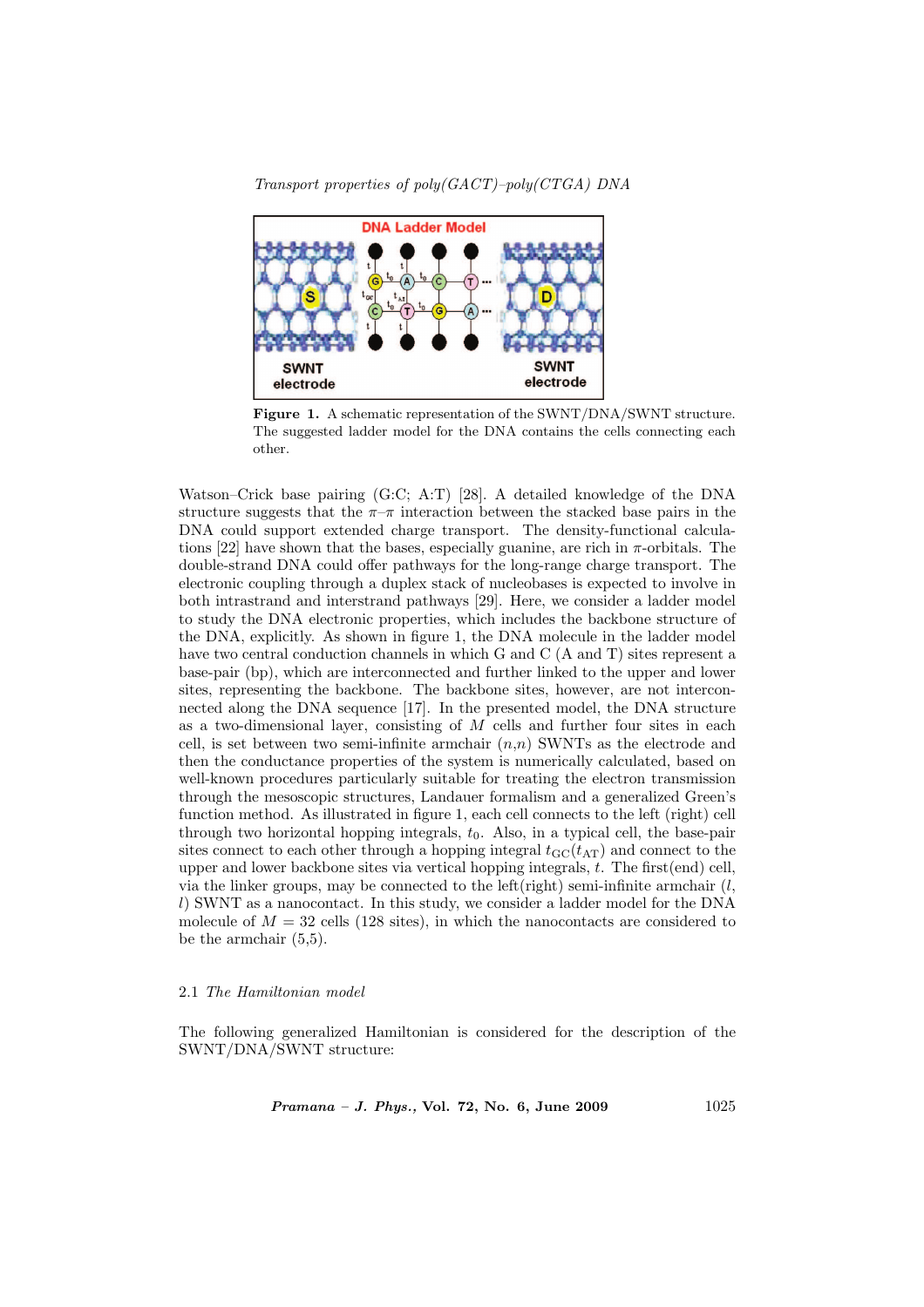**Figure 1.** A schematic representation of the SWNT/DNA/SWNT structure. The suggested ladder model for the DNA contains the cells connecting each other.

Watson–Crick base pairing (G:C; A:T) [28]. A detailed knowledge of the DNA structure suggests that the $\pi$–$\pi$ interaction between the stacked base pairs in the DNA could support extended charge transport. The density-functional calculations [22] have shown that the bases, especially guanine, are rich in $\pi$-orbitals. The double-strand DNA could offer pathways for the long-range charge transport. The electronic coupling through a duplex stack of nucleobases is expected to involve in both intrastrand and interstrand pathways [29]. Here, we consider a ladder model to study the DNA electronic properties, which includes the backbone structure of the DNA, explicitly. As shown in figure 1, the DNA molecule in the ladder model have two central conduction channels in which G and C (A and T) sites represent a base-pair (bp), which are interconnected and further linked to the upper and lower sites, representing the backbone. The backbone sites, however, are not interconnected along the DNA sequence [17]. In the presented model, the DNA structure as a two-dimensional layer, consisting of $M$ cells and further four sites in each cell, is set between two semi-infinite armchair $(n,n)$ SWNTs as the electrode and then the conductance properties of the system is numerically calculated, based on well-known procedures particularly suitable for treating the electron transmission through the mesoscopic structures, Landauer formalism and a generalized Green's function method. As illustrated in figure 1, each cell connects to the left (right) cell through two horizontal hopping integrals, $t_0$. Also, in a typical cell, the base-pair sites connect to each other through a hopping integral $t_{\mathrm{GC}}(t_{\mathrm{AT}})$ and connect to the upper and lower backbone sites via vertical hopping integrals, $t$. The first(end) cell, via the linker groups, may be connected to the left(right) semi-infinite armchair $(l, l)$ SWNT as a nanocontact. In this study, we consider a ladder model for the DNA molecule of $M = 32$ cells (128 sites), in which the nanocontacts are considered to be the armchair (5,5).

### 2.1 *The Hamiltonian model*

The following generalized Hamiltonian is considered for the description of the SWNT/DNA/SWNT structure: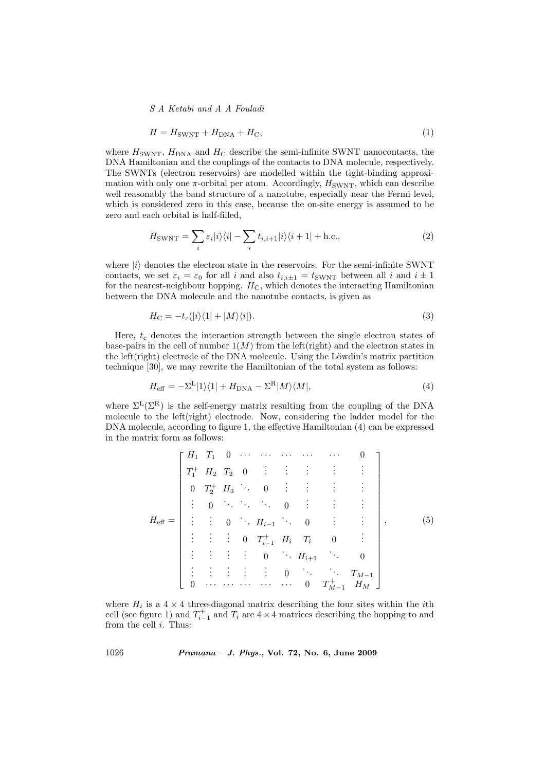$$H = H_{\mathrm{SWNT}} + H_{\mathrm{DNA}} + H_{\mathrm{C}}, \tag{1}$$

where $H_{\mathrm{SWNT}}$, $H_{\mathrm{DNA}}$ and $H_{\mathrm{C}}$ describe the semi-infinite SWNT nanocontacts, the DNA Hamiltonian and the couplings of the contacts to DNA molecule, respectively. The SWNTs (electron reservoirs) are modelled within the tight-binding approximation with only one $\pi$-orbital per atom. Accordingly, $H_{\mathrm{SWNT}}$, which can describe well reasonably the band structure of a nanotube, especially near the Fermi level, which is considered zero in this case, because the on-site energy is assumed to be zero and each orbital is half-filled,

$$H_{\mathrm{SWNT}} = \sum_i \varepsilon_i |i\rangle\langle i| - \sum_i t_{i,i+1}|i\rangle\langle i+1| + \mathrm{h.c.}, \tag{2}$$

where $|i\rangle$ denotes the electron state in the reservoirs. For the semi-infinite SWNT contacts, we set $\varepsilon_i = \varepsilon_0$ for all $i$ and also $t_{i,i\pm 1} = t_{\mathrm{SWNT}}$ between all $i$ and $i \pm 1$ for the nearest-neighbour hopping. $H_{\mathrm{C}}$, which denotes the interacting Hamiltonian between the DNA molecule and the nanotube contacts, is given as

$$H_{\mathrm{C}} = -t_c(|i\rangle\langle 1| + |M\rangle\langle i|). \tag{3}$$

Here, $t_c$ denotes the interaction strength between the single electron states of base-pairs in the cell of number $1(M)$ from the left(right) and the electron states in the left(right) electrode of the DNA molecule. Using the Löwdin's matrix partition technique [30], we may rewrite the Hamiltonian of the total system as follows:

$$H_{\mathrm{eff}} = -\Sigma^{\mathrm{L}}|1\rangle\langle 1| + H_{\mathrm{DNA}} - \Sigma^{\mathrm{R}}|M\rangle\langle M|, \tag{4}$$

where $\Sigma^{\mathrm{L}}(\Sigma^{\mathrm{R}})$ is the self-energy matrix resulting from the coupling of the DNA molecule to the left(right) electrode. Now, considering the ladder model for the DNA molecule, according to figure 1, the effective Hamiltonian (4) can be expressed in the matrix form as follows:

$$H_{\mathrm{eff}} = \begin{bmatrix} H_1 & T_1 & 0 & \cdots & \cdots & \cdots & \cdots & \cdots & 0 \\ T_1^+ & H_2 & T_2 & 0 & \vdots & \vdots & \vdots & \vdots & \vdots \\ 0 & T_2^+ & H_3 & \ddots & 0 & \vdots & \vdots & \vdots & \vdots \\ \vdots & 0 & \ddots & \ddots & \ddots & 0 & \vdots & \vdots & \vdots \\ \vdots & \vdots & 0 & \ddots & H_{i-1} & \ddots & 0 & \vdots & \vdots \\ \vdots & \vdots & \vdots & 0 & T_{i-1}^+ & H_i & T_i & 0 & \vdots \\ \vdots & \vdots & \vdots & \vdots & 0 & \ddots & H_{i+1} & \ddots & 0 \\ \vdots & \vdots & \vdots & \vdots & \vdots & 0 & \ddots & \ddots & T_{M-1} \\ 0 & \cdots & \cdots & \cdots & \cdots & \cdots & 0 & T_{M-1}^+ & H_M \end{bmatrix}, \tag{5}$$

where $H_i$ is a $4 \times 4$ three-diagonal matrix describing the four sites within the $i$th cell (see figure 1) and $T_{i-1}^+$ and $T_i$ are $4 \times 4$ matrices describing the hopping to and from the cell $i$. Thus: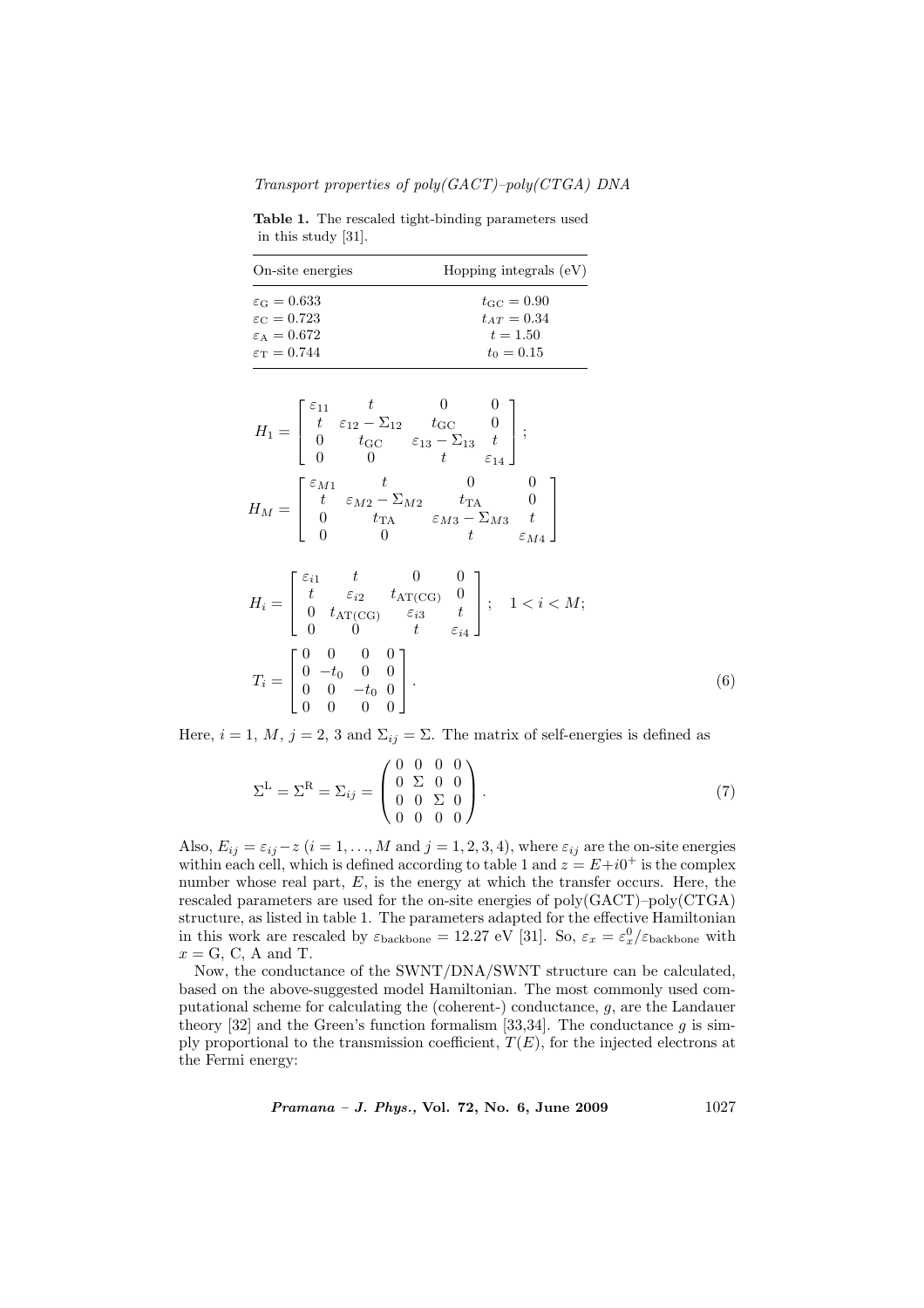**Table 1.** The rescaled tight-binding parameters used in this study [31].

| On-site energies | Hopping integrals (eV) |
|---|---|
| $\varepsilon_{\mathrm{G}} = 0.633$ | $t_{\mathrm{GC}} = 0.90$ |
| $\varepsilon_{\mathrm{C}} = 0.723$ | $t_{AT} = 0.34$ |
| $\varepsilon_{\mathrm{A}} = 0.672$ | $t = 1.50$ |
| $\varepsilon_{\mathrm{T}} = 0.744$ | $t_0 = 0.15$ |

$$H_1 = \begin{bmatrix} \varepsilon_{11} & t & 0 & 0 \\ t & \varepsilon_{12} - \Sigma_{12} & t_{\mathrm{GC}} & 0 \\ 0 & t_{\mathrm{GC}} & \varepsilon_{13} - \Sigma_{13} & t \\ 0 & 0 & t & \varepsilon_{14} \end{bmatrix};$$

$$H_M = \begin{bmatrix} \varepsilon_{M1} & t & 0 & 0 \\ t & \varepsilon_{M2} - \Sigma_{M2} & t_{\mathrm{TA}} & 0 \\ 0 & t_{\mathrm{TA}} & \varepsilon_{M3} - \Sigma_{M3} & t \\ 0 & 0 & t & \varepsilon_{M4} \end{bmatrix}$$

$$H_i = \begin{bmatrix} \varepsilon_{i1} & t & 0 & 0 \\ t & \varepsilon_{i2} & t_{\mathrm{AT(CG)}} & 0 \\ 0 & t_{\mathrm{AT(CG)}} & \varepsilon_{i3} & t \\ 0 & 0 & t & \varepsilon_{i4} \end{bmatrix}; \quad 1 < i < M;$$

$$T_i = \begin{bmatrix} 0 & 0 & 0 & 0 \\ 0 & -t_0 & 0 & 0 \\ 0 & 0 & -t_0 & 0 \\ 0 & 0 & 0 & 0 \end{bmatrix}. \tag{6}$$

Here, $i = 1$, $M$, $j = 2$, 3 and $\Sigma_{ij} = \Sigma$. The matrix of self-energies is defined as

$$\Sigma^{\mathrm{L}} = \Sigma^{\mathrm{R}} = \Sigma_{ij} = \begin{pmatrix} 0 & 0 & 0 & 0 \\ 0 & \Sigma & 0 & 0 \\ 0 & 0 & \Sigma & 0 \\ 0 & 0 & 0 & 0 \end{pmatrix}. \tag{7}$$

Also, $E_{ij} = \varepsilon_{ij} - z$ ($i = 1, \ldots, M$ and $j = 1, 2, 3, 4$), where $\varepsilon_{ij}$ are the on-site energies within each cell, which is defined according to table 1 and $z = E + i0^+$ is the complex number whose real part, $E$, is the energy at which the transfer occurs. Here, the rescaled parameters are used for the on-site energies of poly(GACT)–poly(CTGA) structure, as listed in table 1. The parameters adapted for the effective Hamiltonian in this work are rescaled by $\varepsilon_{\mathrm{backbone}} = 12.27$ eV [31]. So, $\varepsilon_x = \varepsilon_x^0 / \varepsilon_{\mathrm{backbone}}$ with $x = \mathrm{G}$, C, A and T.

Now, the conductance of the SWNT/DNA/SWNT structure can be calculated, based on the above-suggested model Hamiltonian. The most commonly used computational scheme for calculating the (coherent-) conductance, $g$, are the Landauer theory [32] and the Green's function formalism [33,34]. The conductance $g$ is simply proportional to the transmission coefficient, $T(E)$, for the injected electrons at the Fermi energy: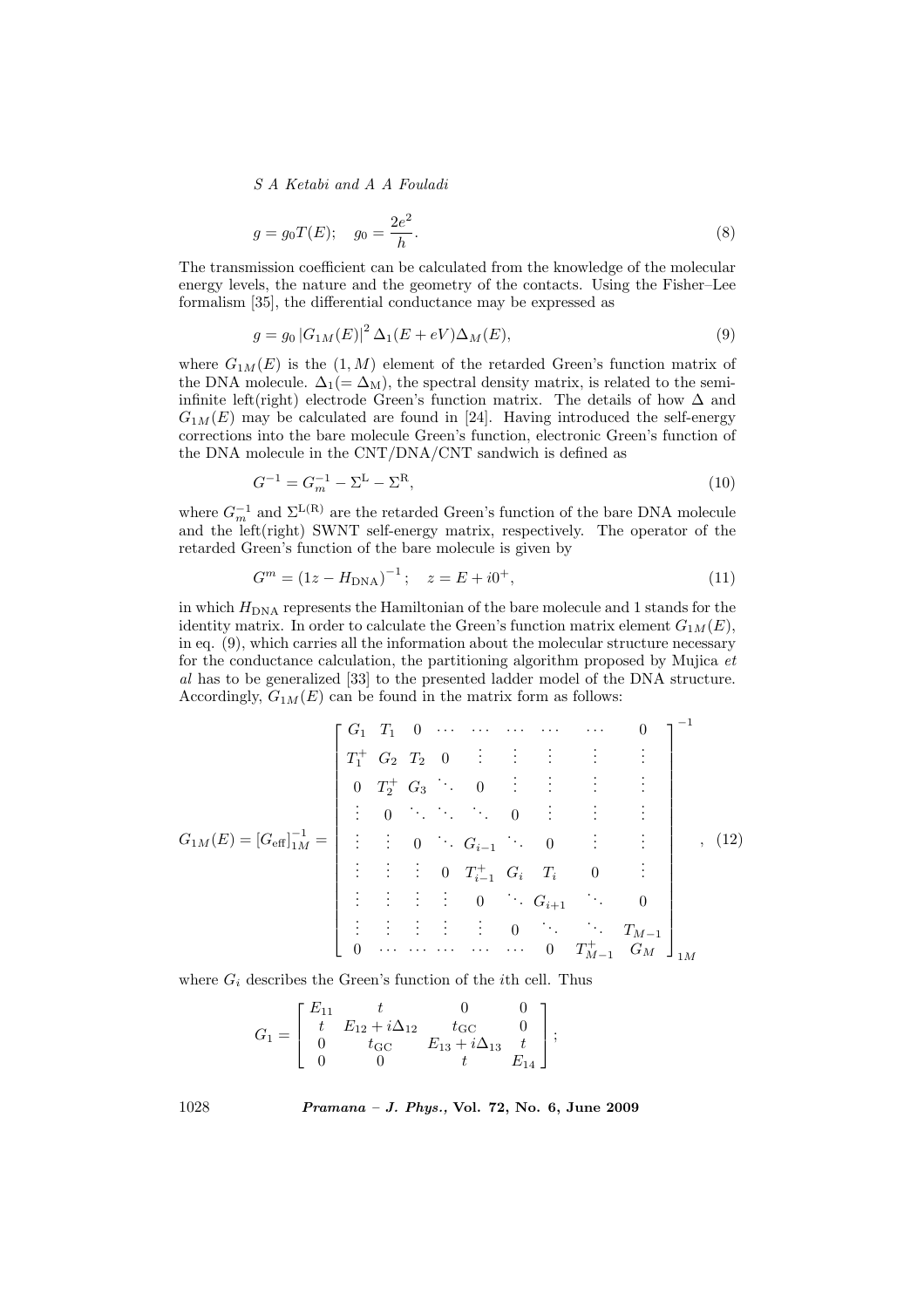$$g = g_0 T(E); \quad g_0 = \frac{2e^2}{h}. \tag{8}$$

The transmission coefficient can be calculated from the knowledge of the molecular energy levels, the nature and the geometry of the contacts. Using the Fisher–Lee formalism [35], the differential conductance may be expressed as

$$g = g_0 \left| G_{1M}(E) \right|^2 \Delta_1(E + eV)\Delta_M(E), \tag{9}$$

where $G_{1M}(E)$ is the $(1, M)$ element of the retarded Green's function matrix of the DNA molecule. $\Delta_1 (= \Delta_\mathrm{M})$, the spectral density matrix, is related to the semi-infinite left(right) electrode Green's function matrix. The details of how $\Delta$ and $G_{1M}(E)$ may be calculated are found in [24]. Having introduced the self-energy corrections into the bare molecule Green's function, electronic Green's function of the DNA molecule in the CNT/DNA/CNT sandwich is defined as

$$G^{-1} = G_m^{-1} - \Sigma^\mathrm{L} - \Sigma^\mathrm{R}, \tag{10}$$

where $G_m^{-1}$ and $\Sigma^{\mathrm{L(R)}}$ are the retarded Green's function of the bare DNA molecule and the left(right) SWNT self-energy matrix, respectively. The operator of the retarded Green's function of the bare molecule is given by

$$G^m = \left( 1z - H_\mathrm{DNA} \right)^{-1}; \quad z = E + i0^+, \tag{11}$$

in which $H_\mathrm{DNA}$ represents the Hamiltonian of the bare molecule and 1 stands for the identity matrix. In order to calculate the Green's function matrix element $G_{1M}(E)$, in eq. (9), which carries all the information about the molecular structure necessary for the conductance calculation, the partitioning algorithm proposed by Mujica *et al* has to be generalized [33] to the presented ladder model of the DNA structure. Accordingly, $G_{1M}(E)$ can be found in the matrix form as follows:

$$G_{1M}(E) = [G_\mathrm{eff}]_{1M}^{-1} = \begin{bmatrix} G_1 & T_1 & 0 & \cdots & \cdots & \cdots & \cdots & \cdots & 0 \\ T_1^+ & G_2 & T_2 & 0 & \vdots & \vdots & \vdots & \vdots & \vdots \\ 0 & T_2^+ & G_3 & \ddots & 0 & \vdots & \vdots & \vdots & \vdots \\ \vdots & 0 & \ddots & \ddots & \ddots & 0 & \vdots & \vdots & \vdots \\ \vdots & \vdots & 0 & \ddots & G_{i-1} & \ddots & 0 & \vdots & \vdots \\ \vdots & \vdots & \vdots & 0 & T_{i-1}^+ & G_i & T_i & 0 & \vdots \\ \vdots & \vdots & \vdots & \vdots & 0 & \ddots & G_{i+1} & \ddots & 0 \\ \vdots & \vdots & \vdots & \vdots & \vdots & 0 & \ddots & \ddots & T_{M-1} \\ 0 & \cdots & \cdots & \cdots & \cdots & \cdots & 0 & T_{M-1}^+ & G_M \end{bmatrix}_{1M}^{-1}, \tag{12}$$

where $G_i$ describes the Green's function of the $i$th cell. Thus

$$G_1 = \begin{bmatrix} E_{11} & t & 0 & 0 \\ t & E_{12} + i\Delta_{12} & t_\mathrm{GC} & 0 \\ 0 & t_\mathrm{GC} & E_{13} + i\Delta_{13} & t \\ 0 & 0 & t & E_{14} \end{bmatrix};$$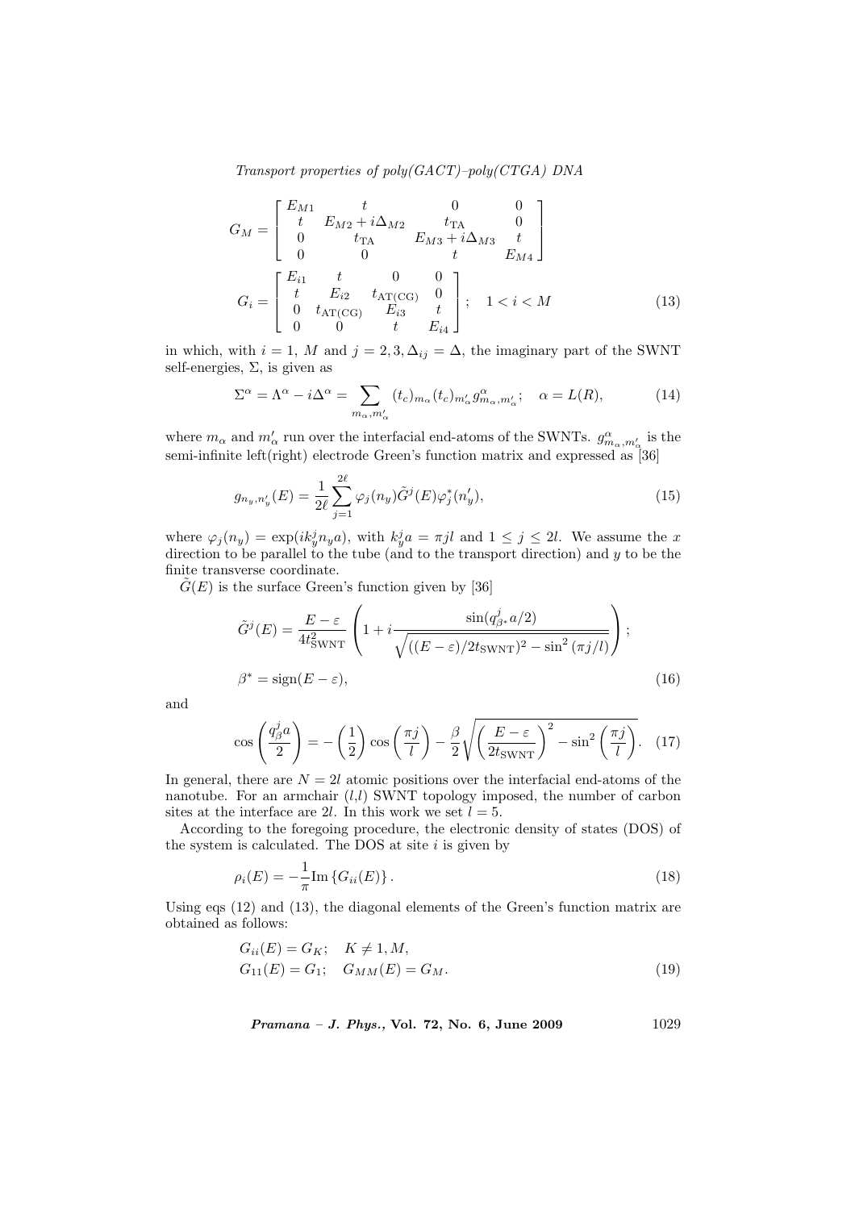$$
G_M = \begin{bmatrix} E_{M1} & t & 0 & 0 \\ t & E_{M2} + i\Delta_{M2} & t_{\mathrm{TA}} & 0 \\ 0 & t_{\mathrm{TA}} & E_{M3} + i\Delta_{M3} & t \\ 0 & 0 & t & E_{M4} \end{bmatrix}
$$

$$
G_i = \begin{bmatrix} E_{i1} & t & 0 & 0 \\ t & E_{i2} & t_{\mathrm{AT(CG)}} & 0 \\ 0 & t_{\mathrm{AT(CG)}} & E_{i3} & t \\ 0 & 0 & t & E_{i4} \end{bmatrix}; \quad 1 < i < M \tag{13}
$$

in which, with $i = 1$, $M$ and $j = 2, 3, \Delta_{ij} = \Delta$, the imaginary part of the SWNT self-energies, $\Sigma$, is given as

$$
\Sigma^{\alpha} = \Lambda^{\alpha} - i\Delta^{\alpha} = \sum_{m_\alpha, m'_\alpha} (t_c)_{m_\alpha} (t_c)_{m'_\alpha} g^{\alpha}_{m_\alpha, m'_\alpha}; \quad \alpha = L(R), \tag{14}
$$

where $m_\alpha$ and $m'_\alpha$ run over the interfacial end-atoms of the SWNTs. $g^{\alpha}_{m_\alpha, m'_\alpha}$ is the semi-infinite left(right) electrode Green's function matrix and expressed as [36]

$$
g_{n_y, n'_y}(E) = \frac{1}{2\ell} \sum_{j=1}^{2\ell} \varphi_j(n_y) \tilde{G}^j(E) \varphi_j^*(n'_y), \tag{15}
$$

where $\varphi_j(n_y) = \exp(ik_y^j n_y a)$, with $k_y^j a = \pi jl$ and $1 \leq j \leq 2l$. We assume the $x$ direction to be parallel to the tube (and to the transport direction) and $y$ to be the finite transverse coordinate.

$\tilde{G}(E)$ is the surface Green's function given by [36]

$$
\tilde{G}^j(E) = \frac{E - \varepsilon}{4t^2_{\mathrm{SWNT}}} \left( 1 + i \frac{\sin(q^j_{\beta^*} a/2)}{\sqrt{((E - \varepsilon)/2t_{\mathrm{SWNT}})^2 - \sin^2(\pi j/l)}} \right);
$$

$$
\beta^* = \mathrm{sign}(E - \varepsilon), \tag{16}
$$

and

$$
\cos\left(\frac{q^j_\beta a}{2}\right) = -\left(\frac{1}{2}\right)\cos\left(\frac{\pi j}{l}\right) - \frac{\beta}{2}\sqrt{\left(\frac{E - \varepsilon}{2t_{\mathrm{SWNT}}}\right)^2 - \sin^2\left(\frac{\pi j}{l}\right)}. \tag{17}
$$

In general, there are $N = 2l$ atomic positions over the interfacial end-atoms of the nanotube. For an armchair $(l,l)$ SWNT topology imposed, the number of carbon sites at the interface are $2l$. In this work we set $l = 5$.

According to the foregoing procedure, the electronic density of states (DOS) of the system is calculated. The DOS at site $i$ is given by

$$
\rho_i(E) = -\frac{1}{\pi} \mathrm{Im}\left\{G_{ii}(E)\right\}. \tag{18}
$$

Using eqs (12) and (13), the diagonal elements of the Green's function matrix are obtained as follows:

$$
G_{ii}(E) = G_K; \quad K \neq 1, M,
$$

$$
G_{11}(E) = G_1; \quad G_{MM}(E) = G_M. \tag{19}
$$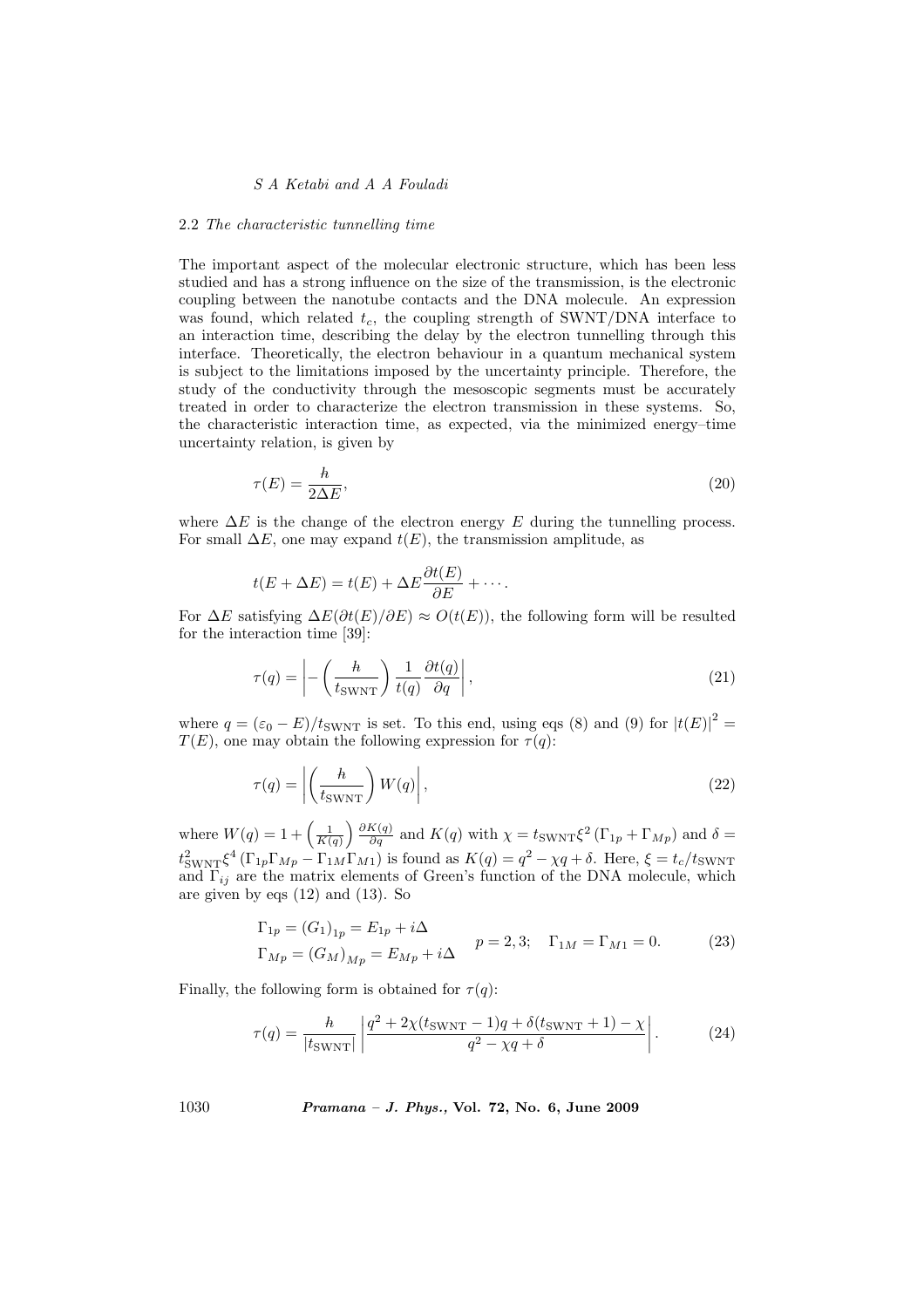### 2.2 *The characteristic tunnelling time*

The important aspect of the molecular electronic structure, which has been less studied and has a strong influence on the size of the transmission, is the electronic coupling between the nanotube contacts and the DNA molecule. An expression was found, which related $t_c$, the coupling strength of SWNT/DNA interface to an interaction time, describing the delay by the electron tunnelling through this interface. Theoretically, the electron behaviour in a quantum mechanical system is subject to the limitations imposed by the uncertainty principle. Therefore, the study of the conductivity through the mesoscopic segments must be accurately treated in order to characterize the electron transmission in these systems. So, the characteristic interaction time, as expected, via the minimized energy–time uncertainty relation, is given by

$$\tau(E) = \frac{\hbar}{2\Delta E}, \tag{20}$$

where $\Delta E$ is the change of the electron energy $E$ during the tunnelling process. For small $\Delta E$, one may expand $t(E)$, the transmission amplitude, as

$$t(E + \Delta E) = t(E) + \Delta E \frac{\partial t(E)}{\partial E} + \cdots.$$

For $\Delta E$ satisfying $\Delta E(\partial t(E)/\partial E) \approx O(t(E))$, the following form will be resulted for the interaction time [39]:

$$\tau(q) = \left| -\left(\frac{\hbar}{t_{\mathrm{SWNT}}}\right) \frac{1}{t(q)} \frac{\partial t(q)}{\partial q} \right|, \tag{21}$$

where $q = (\varepsilon_0 - E)/t_{\mathrm{SWNT}}$ is set. To this end, using eqs (8) and (9) for $|t(E)|^2 = T(E)$, one may obtain the following expression for $\tau(q)$:

$$\tau(q) = \left| \left(\frac{\hbar}{t_{\mathrm{SWNT}}}\right) W(q) \right|, \tag{22}$$

where $W(q) = 1 + \left(\frac{1}{K(q)}\right) \frac{\partial K(q)}{\partial q}$ and $K(q)$ with $\chi = t_{\mathrm{SWNT}} \xi^2 \left(\Gamma_{1p} + \Gamma_{Mp}\right)$ and $\delta = t_{\mathrm{SWNT}}^2 \xi^4 \left(\Gamma_{1p}\Gamma_{Mp} - \Gamma_{1M}\Gamma_{M1}\right)$ is found as $K(q) = q^2 - \chi q + \delta$. Here, $\xi = t_c/t_{\mathrm{SWNT}}$ and $\Gamma_{ij}$ are the matrix elements of Green's function of the DNA molecule, which are given by eqs (12) and (13). So

$$\begin{aligned} \Gamma_{1p} &= (G_1)_{1p} = E_{1p} + i\Delta \\ \Gamma_{Mp} &= (G_M)_{Mp} = E_{Mp} + i\Delta \end{aligned} \quad p = 2, 3; \quad \Gamma_{1M} = \Gamma_{M1} = 0. \tag{23}$$

Finally, the following form is obtained for $\tau(q)$:

$$\tau(q) = \frac{\hbar}{|t_{\mathrm{SWNT}}|} \left| \frac{q^2 + 2\chi(t_{\mathrm{SWNT}} - 1)q + \delta(t_{\mathrm{SWNT}} + 1) - \chi}{q^2 - \chi q + \delta} \right|. \tag{24}$$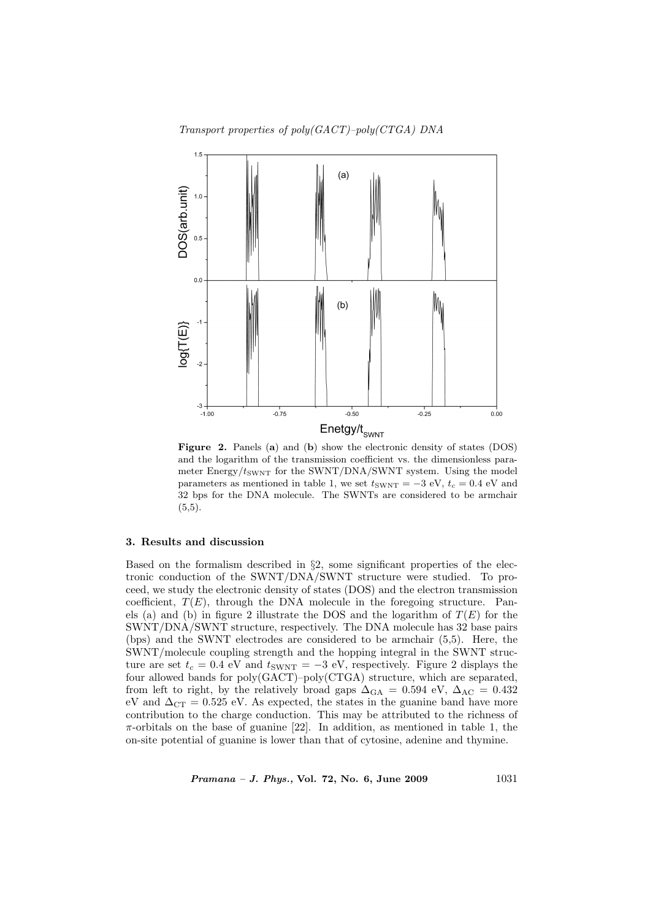**Figure 2.** Panels (**a**) and (**b**) show the electronic density of states (DOS) and the logarithm of the transmission coefficient vs. the dimensionless parameter Energy/$t_{\rm SWNT}$ for the SWNT/DNA/SWNT system. Using the model parameters as mentioned in table 1, we set $t_{\rm SWNT} = -3$ eV, $t_c = 0.4$ eV and 32 bps for the DNA molecule. The SWNTs are considered to be armchair (5,5).

## 3. Results and discussion

Based on the formalism described in §2, some significant properties of the electronic conduction of the SWNT/DNA/SWNT structure were studied. To proceed, we study the electronic density of states (DOS) and the electron transmission coefficient, $T(E)$, through the DNA molecule in the foregoing structure. Panels (a) and (b) in figure 2 illustrate the DOS and the logarithm of $T(E)$ for the SWNT/DNA/SWNT structure, respectively. The DNA molecule has 32 base pairs (bps) and the SWNT electrodes are considered to be armchair (5,5). Here, the SWNT/molecule coupling strength and the hopping integral in the SWNT structure are set $t_c = 0.4$ eV and $t_{\rm SWNT} = -3$ eV, respectively. Figure 2 displays the four allowed bands for poly(GACT)–poly(CTGA) structure, which are separated, from left to right, by the relatively broad gaps $\Delta_{\rm GA} = 0.594$ eV, $\Delta_{\rm AC} = 0.432$ eV and $\Delta_{\rm CT} = 0.525$ eV. As expected, the states in the guanine band have more contribution to the charge conduction. This may be attributed to the richness of $\pi$-orbitals on the base of guanine [22]. In addition, as mentioned in table 1, the on-site potential of guanine is lower than that of cytosine, adenine and thymine.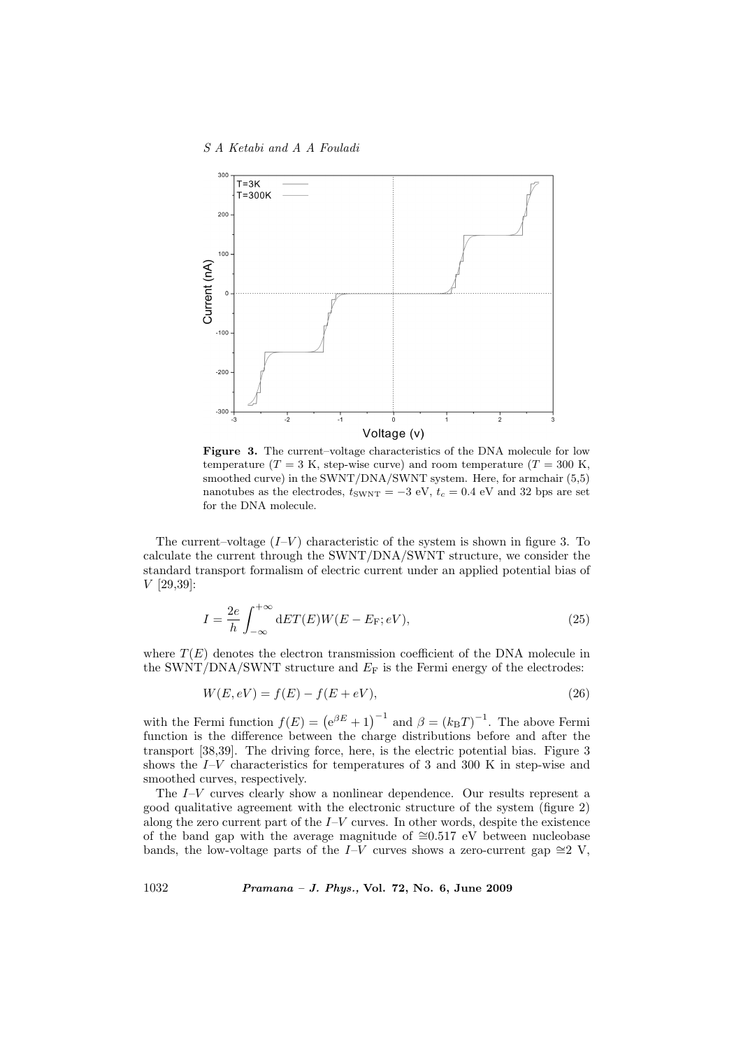**Figure 3.** The current–voltage characteristics of the DNA molecule for low temperature ($T = 3$ K, step-wise curve) and room temperature ($T = 300$ K, smoothed curve) in the SWNT/DNA/SWNT system. Here, for armchair (5,5) nanotubes as the electrodes, $t_{\mathrm{SWNT}} = -3$ eV, $t_c = 0.4$ eV and 32 bps are set for the DNA molecule.

The current–voltage ($I$–$V$) characteristic of the system is shown in figure 3. To calculate the current through the SWNT/DNA/SWNT structure, we consider the standard transport formalism of electric current under an applied potential bias of $V$ [29,39]:

$$I = \frac{2e}{h} \int_{-\infty}^{+\infty} \mathrm{d}E T(E) W(E - E_{\mathrm{F}}; eV), \tag{25}$$

where $T(E)$ denotes the electron transmission coefficient of the DNA molecule in the SWNT/DNA/SWNT structure and $E_{\mathrm{F}}$ is the Fermi energy of the electrodes:

$$W(E, eV) = f(E) - f(E + eV), \tag{26}$$

with the Fermi function $f(E) = \left(\mathrm{e}^{\beta E} + 1\right)^{-1}$ and $\beta = (k_{\mathrm{B}}T)^{-1}$. The above Fermi function is the difference between the charge distributions before and after the transport [38,39]. The driving force, here, is the electric potential bias. Figure 3 shows the $I$–$V$ characteristics for temperatures of 3 and 300 K in step-wise and smoothed curves, respectively.

The $I$–$V$ curves clearly show a nonlinear dependence. Our results represent a good qualitative agreement with the electronic structure of the system (figure 2) along the zero current part of the $I$–$V$ curves. In other words, despite the existence of the band gap with the average magnitude of $\cong$0.517 eV between nucleobase bands, the low-voltage parts of the $I$–$V$ curves shows a zero-current gap $\cong$2 V,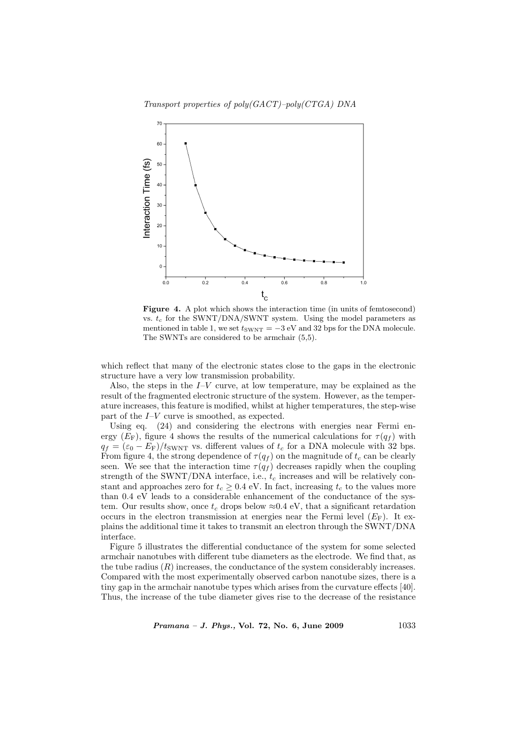**Figure 4.** A plot which shows the interaction time (in units of femtosecond) vs. $t_c$ for the SWNT/DNA/SWNT system. Using the model parameters as mentioned in table 1, we set $t_{\rm SWNT} = -3$ eV and 32 bps for the DNA molecule. The SWNTs are considered to be armchair (5,5).

which reflect that many of the electronic states close to the gaps in the electronic structure have a very low transmission probability.

Also, the steps in the $I$–$V$ curve, at low temperature, may be explained as the result of the fragmented electronic structure of the system. However, as the temperature increases, this feature is modified, whilst at higher temperatures, the step-wise part of the $I$–$V$ curve is smoothed, as expected.

Using eq. (24) and considering the electrons with energies near Fermi energy ($E_{\rm F}$), figure 4 shows the results of the numerical calculations for $\tau(q_f)$ with $q_f = (\varepsilon_0 - E_{\rm F})/t_{\rm SWNT}$ vs. different values of $t_c$ for a DNA molecule with 32 bps. From figure 4, the strong dependence of $\tau(q_f)$ on the magnitude of $t_c$ can be clearly seen. We see that the interaction time $\tau(q_f)$ decreases rapidly when the coupling strength of the SWNT/DNA interface, i.e., $t_c$ increases and will be relatively constant and approaches zero for $t_c \geq 0.4$ eV. In fact, increasing $t_c$ to the values more than 0.4 eV leads to a considerable enhancement of the conductance of the system. Our results show, once $t_c$ drops below $\approx$0.4 eV, that a significant retardation occurs in the electron transmission at energies near the Fermi level ($E_{\rm F}$). It explains the additional time it takes to transmit an electron through the SWNT/DNA interface.

Figure 5 illustrates the differential conductance of the system for some selected armchair nanotubes with different tube diameters as the electrode. We find that, as the tube radius ($R$) increases, the conductance of the system considerably increases. Compared with the most experimentally observed carbon nanotube sizes, there is a tiny gap in the armchair nanotube types which arises from the curvature effects [40]. Thus, the increase of the tube diameter gives rise to the decrease of the resistance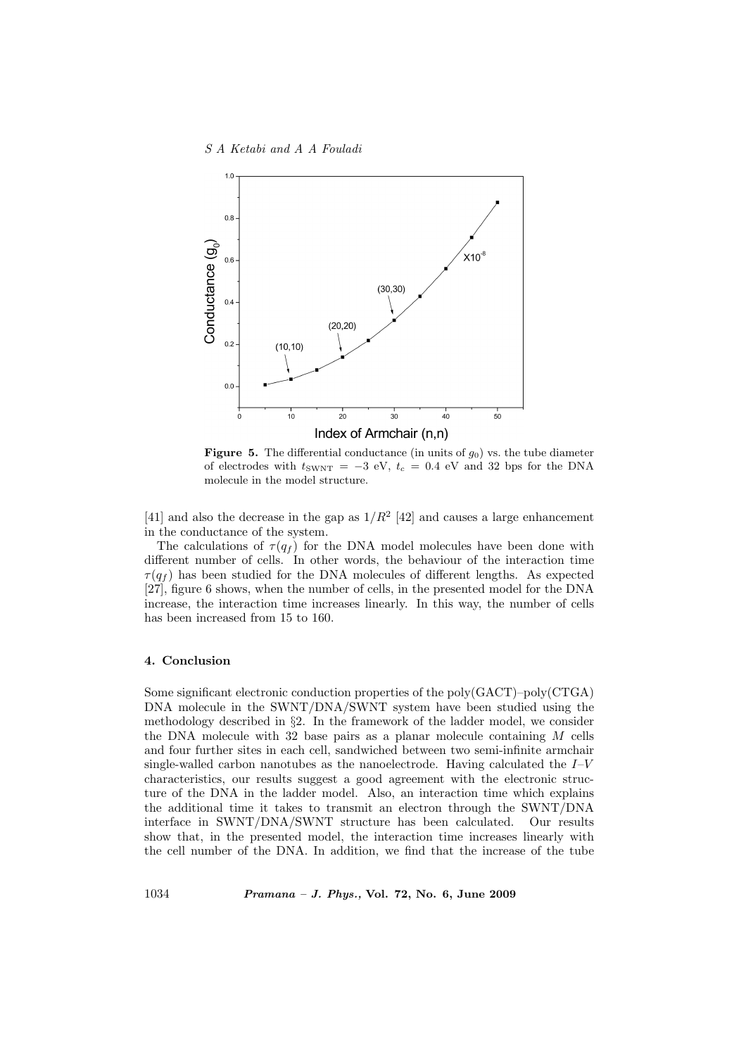**Figure 5.** The differential conductance (in units of $g_0$) vs. the tube diameter of electrodes with $t_{\mathrm{SWNT}} = -3$ eV, $t_c = 0.4$ eV and 32 bps for the DNA molecule in the model structure.

[41] and also the decrease in the gap as $1/R^2$ [42] and causes a large enhancement in the conductance of the system.

The calculations of $\tau(q_f)$ for the DNA model molecules have been done with different number of cells. In other words, the behaviour of the interaction time $\tau(q_f)$ has been studied for the DNA molecules of different lengths. As expected [27], figure 6 shows, when the number of cells, in the presented model for the DNA increase, the interaction time increases linearly. In this way, the number of cells has been increased from 15 to 160.

## 4. Conclusion

Some significant electronic conduction properties of the poly(GACT)–poly(CTGA) DNA molecule in the SWNT/DNA/SWNT system have been studied using the methodology described in §2. In the framework of the ladder model, we consider the DNA molecule with 32 base pairs as a planar molecule containing $M$ cells and four further sites in each cell, sandwiched between two semi-infinite armchair single-walled carbon nanotubes as the nanoelectrode. Having calculated the $I$–$V$ characteristics, our results suggest a good agreement with the electronic structure of the DNA in the ladder model. Also, an interaction time which explains the additional time it takes to transmit an electron through the SWNT/DNA interface in SWNT/DNA/SWNT structure has been calculated. Our results show that, in the presented model, the interaction time increases linearly with the cell number of the DNA. In addition, we find that the increase of the tube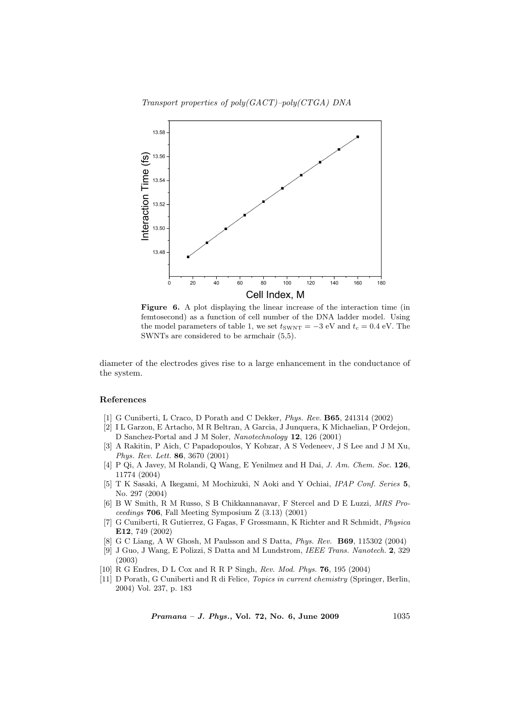**Figure 6.** A plot displaying the linear increase of the interaction time (in femtosecond) as a function of cell number of the DNA ladder model. Using the model parameters of table 1, we set $t_{\mathrm{SWNT}} = -3$ eV and $t_c = 0.4$ eV. The SWNTs are considered to be armchair (5,5).

diameter of the electrodes gives rise to a large enhancement in the conductance of the system.

## References

[1] G Cuniberti, L Craco, D Porath and C Dekker, *Phys. Rev.* **B65**, 241314 (2002)

[2] I L Garzon, E Artacho, M R Beltran, A Garcia, J Junquera, K Michaelian, P Ordejon, D Sanchez-Portal and J M Soler, *Nanotechnology* **12**, 126 (2001)

[3] A Rakitin, P Aich, C Papadopoulos, Y Kobzar, A S Vedeneev, J S Lee and J M Xu, *Phys. Rev. Lett.* **86**, 3670 (2001)

[4] P Qi, A Javey, M Rolandi, Q Wang, E Yenilmez and H Dai, *J. Am. Chem. Soc.* **126**, 11774 (2004)

[5] T K Sasaki, A Ikegami, M Mochizuki, N Aoki and Y Ochiai, *IPAP Conf. Series* **5**, No. 297 (2004)

[6] B W Smith, R M Russo, S B Chikkannanavar, F Stercel and D E Luzzi, *MRS Proceedings* **706**, Fall Meeting Symposium Z (3.13) (2001)

[7] G Cuniberti, R Gutierrez, G Fagas, F Grossmann, K Richter and R Schmidt, *Physica* **E12**, 749 (2002)

[8] G C Liang, A W Ghosh, M Paulsson and S Datta, *Phys. Rev.* **B69**, 115302 (2004)

[9] J Guo, J Wang, E Polizzi, S Datta and M Lundstrom, *IEEE Trans. Nanotech.* **2**, 329 (2003)

[10] R G Endres, D L Cox and R R P Singh, *Rev. Mod. Phys.* **76**, 195 (2004)

[11] D Porath, G Cuniberti and R di Felice, *Topics in current chemistry* (Springer, Berlin, 2004) Vol. 237, p. 183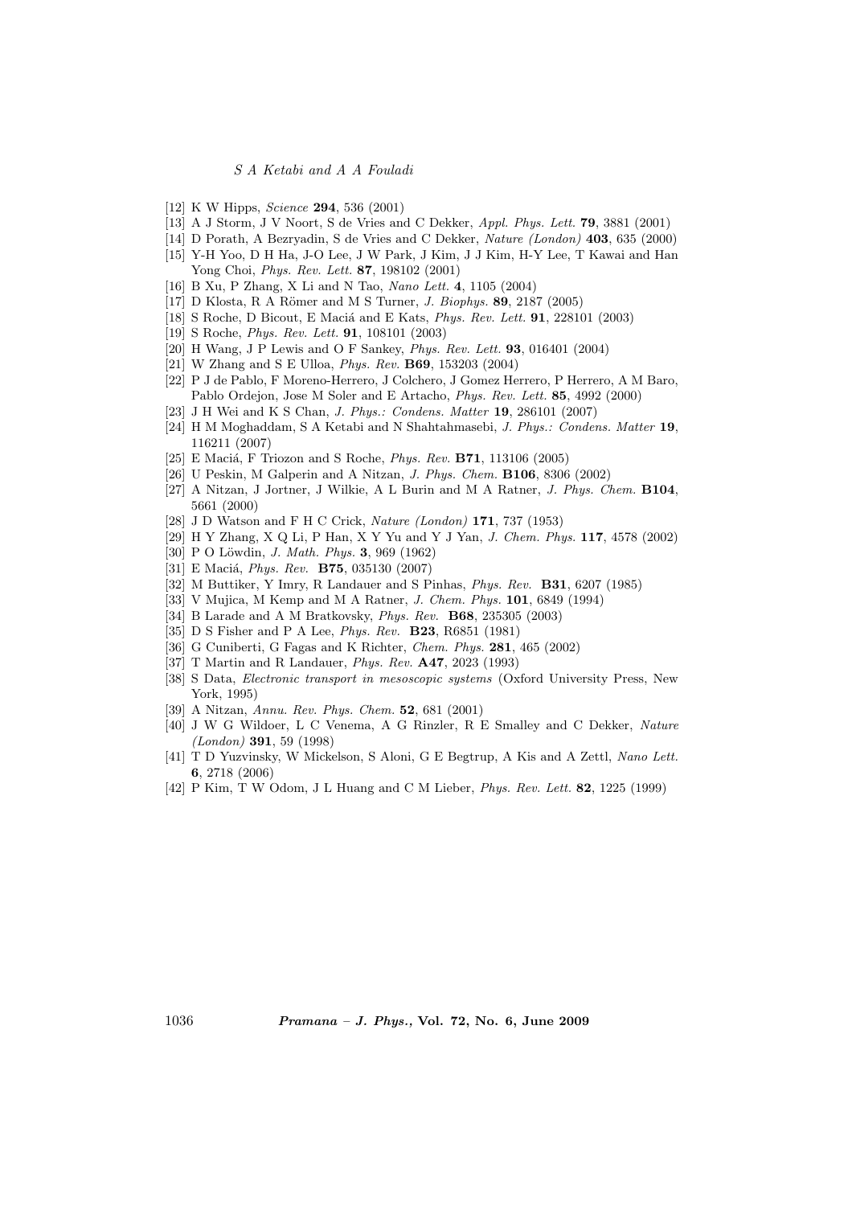[12] K W Hipps, *Science* **294**, 536 (2001)

[13] A J Storm, J V Noort, S de Vries and C Dekker, *Appl. Phys. Lett.* **79**, 3881 (2001)

[14] D Porath, A Bezryadin, S de Vries and C Dekker, *Nature (London)* **403**, 635 (2000)

[15] Y-H Yoo, D H Ha, J-O Lee, J W Park, J Kim, J J Kim, H-Y Lee, T Kawai and Han Yong Choi, *Phys. Rev. Lett.* **87**, 198102 (2001)

[16] B Xu, P Zhang, X Li and N Tao, *Nano Lett.* **4**, 1105 (2004)

[17] D Klosta, R A Römer and M S Turner, *J. Biophys.* **89**, 2187 (2005)

[18] S Roche, D Bicout, E Maciá and E Kats, *Phys. Rev. Lett.* **91**, 228101 (2003)

[19] S Roche, *Phys. Rev. Lett.* **91**, 108101 (2003)

[20] H Wang, J P Lewis and O F Sankey, *Phys. Rev. Lett.* **93**, 016401 (2004)

[21] W Zhang and S E Ulloa, *Phys. Rev.* **B69**, 153203 (2004)

[22] P J de Pablo, F Moreno-Herrero, J Colchero, J Gomez Herrero, P Herrero, A M Baro, Pablo Ordejon, Jose M Soler and E Artacho, *Phys. Rev. Lett.* **85**, 4992 (2000)

[23] J H Wei and K S Chan, *J. Phys.: Condens. Matter* **19**, 286101 (2007)

[24] H M Moghaddam, S A Ketabi and N Shahtahmasebi, *J. Phys.: Condens. Matter* **19**, 116211 (2007)

[25] E Maciá, F Triozon and S Roche, *Phys. Rev.* **B71**, 113106 (2005)

[26] U Peskin, M Galperin and A Nitzan, *J. Phys. Chem.* **B106**, 8306 (2002)

[27] A Nitzan, J Jortner, J Wilkie, A L Burin and M A Ratner, *J. Phys. Chem.* **B104**, 5661 (2000)

[28] J D Watson and F H C Crick, *Nature (London)* **171**, 737 (1953)

[29] H Y Zhang, X Q Li, P Han, X Y Yu and Y J Yan, *J. Chem. Phys.* **117**, 4578 (2002)

[30] P O Löwdin, *J. Math. Phys.* **3**, 969 (1962)

[31] E Maciá, *Phys. Rev.* **B75**, 035130 (2007)

[32] M Buttiker, Y Imry, R Landauer and S Pinhas, *Phys. Rev.* **B31**, 6207 (1985)

[33] V Mujica, M Kemp and M A Ratner, *J. Chem. Phys.* **101**, 6849 (1994)

[34] B Larade and A M Bratkovsky, *Phys. Rev.* **B68**, 235305 (2003)

[35] D S Fisher and P A Lee, *Phys. Rev.* **B23**, R6851 (1981)

[36] G Cuniberti, G Fagas and K Richter, *Chem. Phys.* **281**, 465 (2002)

[37] T Martin and R Landauer, *Phys. Rev.* **A47**, 2023 (1993)

[38] S Data, *Electronic transport in mesoscopic systems* (Oxford University Press, New York, 1995)

[39] A Nitzan, *Annu. Rev. Phys. Chem.* **52**, 681 (2001)

[40] J W G Wildoer, L C Venema, A G Rinzler, R E Smalley and C Dekker, *Nature (London)* **391**, 59 (1998)

[41] T D Yuzvinsky, W Mickelson, S Aloni, G E Begtrup, A Kis and A Zettl, *Nano Lett.* **6**, 2718 (2006)

[42] P Kim, T W Odom, J L Huang and C M Lieber, *Phys. Rev. Lett.* **82**, 1225 (1999)